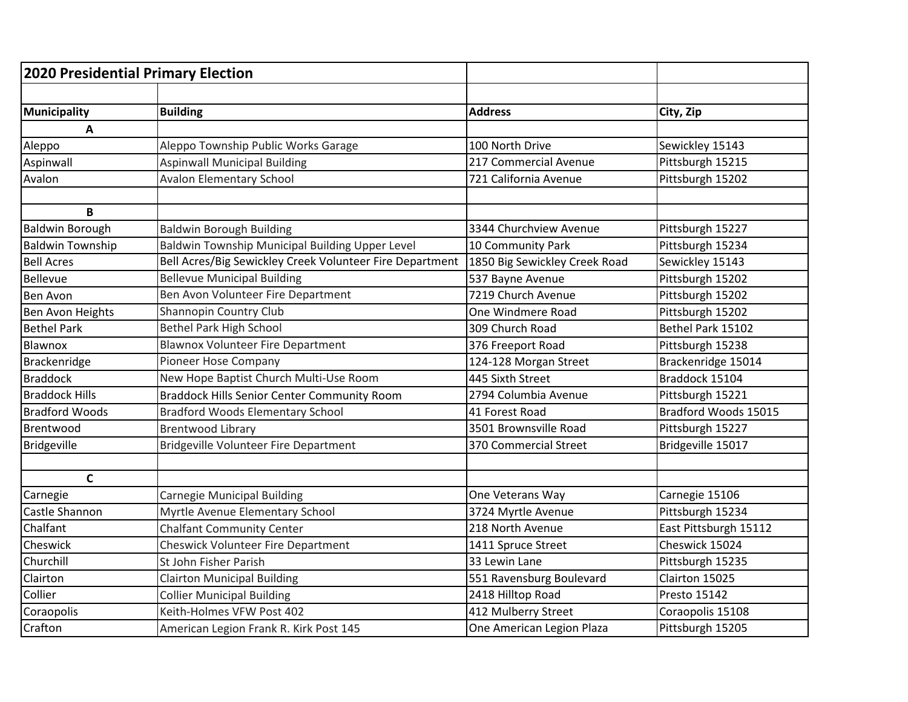## 2020 Presidential Primary Election

| Municipality | Building | Address | City, Zip |
|---|---|---|---|
| **A** | | | |
| Aleppo | Aleppo Township Public Works Garage | 100 North Drive | Sewickley 15143 |
| Aspinwall | Aspinwall Municipal Building | 217 Commercial Avenue | Pittsburgh 15215 |
| Avalon | Avalon Elementary School | 721 California Avenue | Pittsburgh 15202 |
| | | | |
| **B** | | | |
| Baldwin Borough | Baldwin Borough Building | 3344 Churchview Avenue | Pittsburgh 15227 |
| Baldwin Township | Baldwin Township Municipal Building Upper Level | 10 Community Park | Pittsburgh 15234 |
| Bell Acres | Bell Acres/Big Sewickley Creek Volunteer Fire Department | 1850 Big Sewickley Creek Road | Sewickley 15143 |
| Bellevue | Bellevue Municipal Building | 537 Bayne Avenue | Pittsburgh 15202 |
| Ben Avon | Ben Avon Volunteer Fire Department | 7219 Church Avenue | Pittsburgh 15202 |
| Ben Avon Heights | Shannopin Country Club | One Windmere Road | Pittsburgh 15202 |
| Bethel Park | Bethel Park High School | 309 Church Road | Bethel Park 15102 |
| Blawnox | Blawnox Volunteer Fire Department | 376 Freeport Road | Pittsburgh 15238 |
| Brackenridge | Pioneer Hose Company | 124-128 Morgan Street | Brackenridge 15014 |
| Braddock | New Hope Baptist Church Multi-Use Room | 445 Sixth Street | Braddock 15104 |
| Braddock Hills | Braddock Hills Senior Center Community Room | 2794 Columbia Avenue | Pittsburgh 15221 |
| Bradford Woods | Bradford Woods Elementary School | 41 Forest Road | Bradford Woods 15015 |
| Brentwood | Brentwood Library | 3501 Brownsville Road | Pittsburgh 15227 |
| Bridgeville | Bridgeville Volunteer Fire Department | 370 Commercial Street | Bridgeville 15017 |
| | | | |
| **C** | | | |
| Carnegie | Carnegie Municipal Building | One Veterans Way | Carnegie 15106 |
| Castle Shannon | Myrtle Avenue Elementary School | 3724 Myrtle Avenue | Pittsburgh 15234 |
| Chalfant | Chalfant Community Center | 218 North Avenue | East Pittsburgh 15112 |
| Cheswick | Cheswick Volunteer Fire Department | 1411 Spruce Street | Cheswick 15024 |
| Churchill | St John Fisher Parish | 33 Lewin Lane | Pittsburgh 15235 |
| Clairton | Clairton Municipal Building | 551 Ravensburg Boulevard | Clairton 15025 |
| Collier | Collier Municipal Building | 2418 Hilltop Road | Presto 15142 |
| Coraopolis | Keith-Holmes VFW Post 402 | 412 Mulberry Street | Coraopolis 15108 |
| Crafton | American Legion Frank R. Kirk Post 145 | One American Legion Plaza | Pittsburgh 15205 |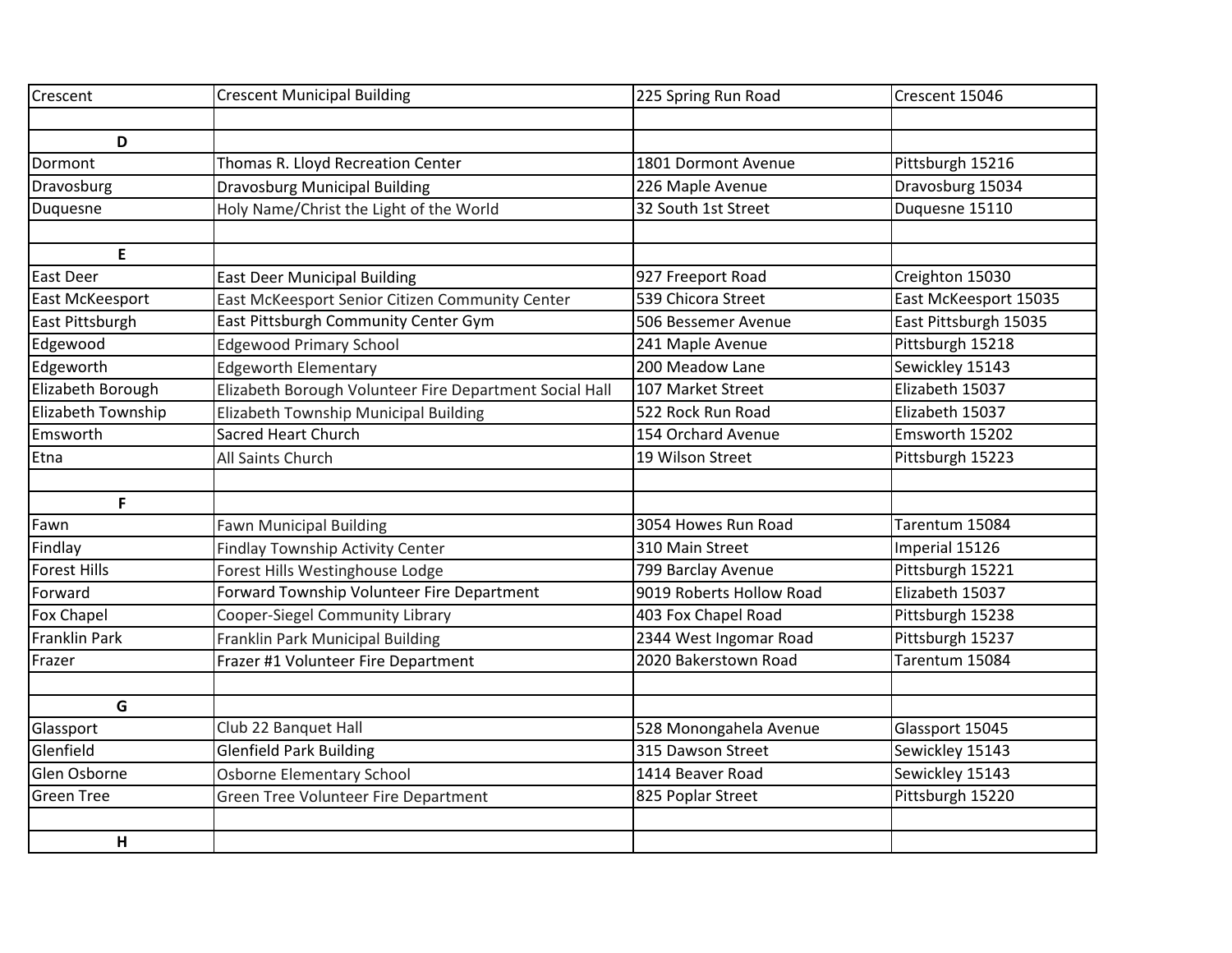| Crescent | Crescent Municipal Building | 225 Spring Run Road | Crescent 15046 |
|---|---|---|---|
| | | | |
| **D** | | | |
| Dormont | Thomas R. Lloyd Recreation Center | 1801 Dormont Avenue | Pittsburgh 15216 |
| Dravosburg | Dravosburg Municipal Building | 226 Maple Avenue | Dravosburg 15034 |
| Duquesne | Holy Name/Christ the Light of the World | 32 South 1st Street | Duquesne 15110 |
| | | | |
| **E** | | | |
| East Deer | East Deer Municipal Building | 927 Freeport Road | Creighton 15030 |
| East McKeesport | East McKeesport Senior Citizen Community Center | 539 Chicora Street | East McKeesport 15035 |
| East Pittsburgh | East Pittsburgh Community Center Gym | 506 Bessemer Avenue | East Pittsburgh 15035 |
| Edgewood | Edgewood Primary School | 241 Maple Avenue | Pittsburgh 15218 |
| Edgeworth | Edgeworth Elementary | 200 Meadow Lane | Sewickley 15143 |
| Elizabeth Borough | Elizabeth Borough Volunteer Fire Department Social Hall | 107 Market Street | Elizabeth 15037 |
| Elizabeth Township | Elizabeth Township Municipal Building | 522 Rock Run Road | Elizabeth 15037 |
| Emsworth | Sacred Heart Church | 154 Orchard Avenue | Emsworth 15202 |
| Etna | All Saints Church | 19 Wilson Street | Pittsburgh 15223 |
| | | | |
| **F** | | | |
| Fawn | Fawn Municipal Building | 3054 Howes Run Road | Tarentum 15084 |
| Findlay | Findlay Township Activity Center | 310 Main Street | Imperial 15126 |
| Forest Hills | Forest Hills Westinghouse Lodge | 799 Barclay Avenue | Pittsburgh 15221 |
| Forward | Forward Township Volunteer Fire Department | 9019 Roberts Hollow Road | Elizabeth 15037 |
| Fox Chapel | Cooper-Siegel Community Library | 403 Fox Chapel Road | Pittsburgh 15238 |
| Franklin Park | Franklin Park Municipal Building | 2344 West Ingomar Road | Pittsburgh 15237 |
| Frazer | Frazer #1 Volunteer Fire Department | 2020 Bakerstown Road | Tarentum 15084 |
| | | | |
| **G** | | | |
| Glassport | Club 22 Banquet Hall | 528 Monongahela Avenue | Glassport 15045 |
| Glenfield | Glenfield Park Building | 315 Dawson Street | Sewickley 15143 |
| Glen Osborne | Osborne Elementary School | 1414 Beaver Road | Sewickley 15143 |
| Green Tree | Green Tree Volunteer Fire Department | 825 Poplar Street | Pittsburgh 15220 |
| | | | |
| **H** | | | |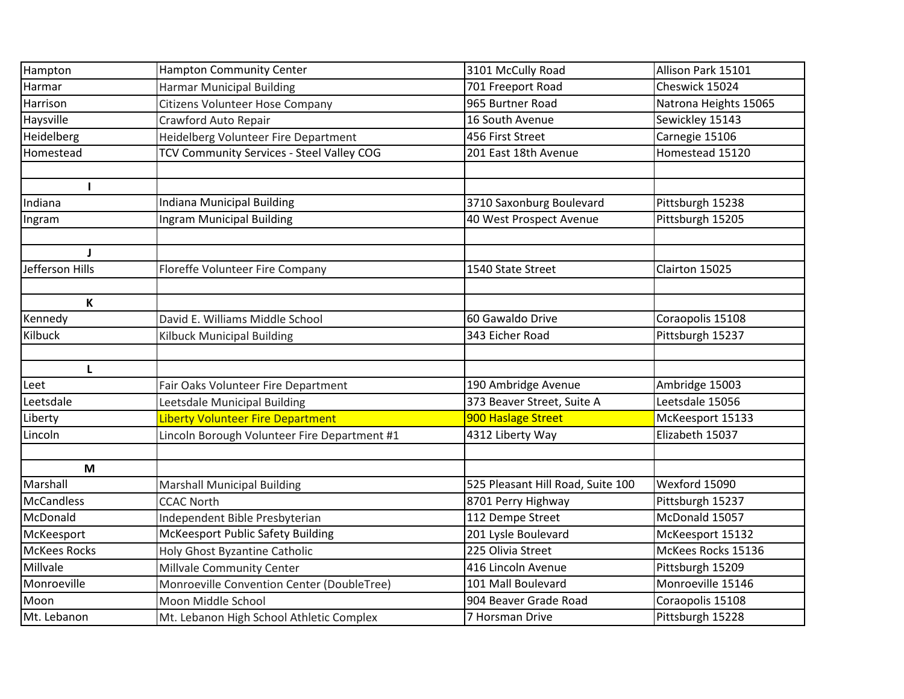| Hampton | Hampton Community Center | 3101 McCully Road | Allison Park 15101 |
|---|---|---|---|
| Harmar | Harmar Municipal Building | 701 Freeport Road | Cheswick 15024 |
| Harrison | Citizens Volunteer Hose Company | 965 Burtner Road | Natrona Heights 15065 |
| Haysville | Crawford Auto Repair | 16 South Avenue | Sewickley 15143 |
| Heidelberg | Heidelberg Volunteer Fire Department | 456 First Street | Carnegie 15106 |
| Homestead | TCV Community Services - Steel Valley COG | 201 East 18th Avenue | Homestead 15120 |
| | | | |
| **I** | | | |
| Indiana | Indiana Municipal Building | 3710 Saxonburg Boulevard | Pittsburgh 15238 |
| Ingram | Ingram Municipal Building | 40 West Prospect Avenue | Pittsburgh 15205 |
| | | | |
| **J** | | | |
| Jefferson Hills | Floreffe Volunteer Fire Company | 1540 State Street | Clairton 15025 |
| | | | |
| **K** | | | |
| Kennedy | David E. Williams Middle School | 60 Gawaldo Drive | Coraopolis 15108 |
| Kilbuck | Kilbuck Municipal Building | 343 Eicher Road | Pittsburgh 15237 |
| | | | |
| **L** | | | |
| Leet | Fair Oaks Volunteer Fire Department | 190 Ambridge Avenue | Ambridge 15003 |
| Leetsdale | Leetsdale Municipal Building | 373 Beaver Street, Suite A | Leetsdale 15056 |
| Liberty | Liberty Volunteer Fire Department | 900 Haslage Street | McKeesport 15133 |
| Lincoln | Lincoln Borough Volunteer Fire Department #1 | 4312 Liberty Way | Elizabeth 15037 |
| | | | |
| **M** | | | |
| Marshall | Marshall Municipal Building | 525 Pleasant Hill Road, Suite 100 | Wexford 15090 |
| McCandless | CCAC North | 8701 Perry Highway | Pittsburgh 15237 |
| McDonald | Independent Bible Presbyterian | 112 Dempe Street | McDonald 15057 |
| McKeesport | McKeesport Public Safety Building | 201 Lysle Boulevard | McKeesport 15132 |
| McKees Rocks | Holy Ghost Byzantine Catholic | 225 Olivia Street | McKees Rocks 15136 |
| Millvale | Millvale Community Center | 416 Lincoln Avenue | Pittsburgh 15209 |
| Monroeville | Monroeville Convention Center (DoubleTree) | 101 Mall Boulevard | Monroeville 15146 |
| Moon | Moon Middle School | 904 Beaver Grade Road | Coraopolis 15108 |
| Mt. Lebanon | Mt. Lebanon High School Athletic Complex | 7 Horsman Drive | Pittsburgh 15228 |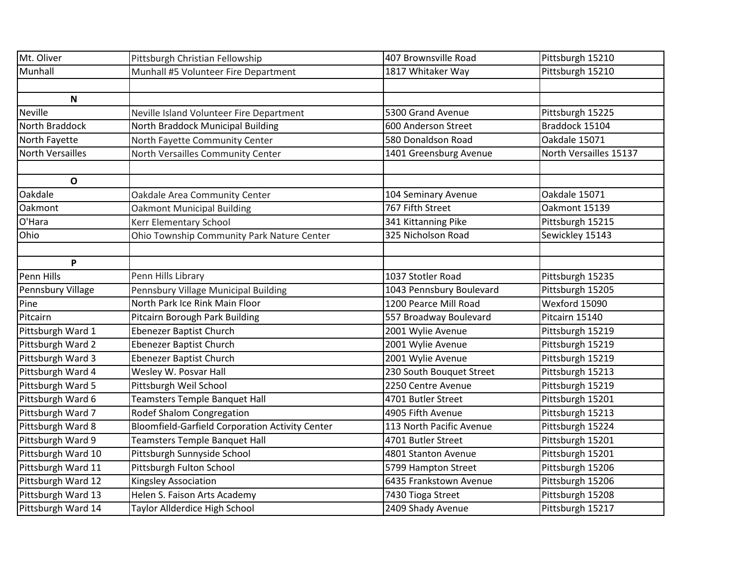| Mt. Oliver | Pittsburgh Christian Fellowship | 407 Brownsville Road | Pittsburgh 15210 |
|---|---|---|---|
| Munhall | Munhall #5 Volunteer Fire Department | 1817 Whitaker Way | Pittsburgh 15210 |
| | | | |
| **N** | | | |
| Neville | Neville Island Volunteer Fire Department | 5300 Grand Avenue | Pittsburgh 15225 |
| North Braddock | North Braddock Municipal Building | 600 Anderson Street | Braddock 15104 |
| North Fayette | North Fayette Community Center | 580 Donaldson Road | Oakdale 15071 |
| North Versailles | North Versailles Community Center | 1401 Greensburg Avenue | North Versailles 15137 |
| | | | |
| **O** | | | |
| Oakdale | Oakdale Area Community Center | 104 Seminary Avenue | Oakdale 15071 |
| Oakmont | Oakmont Municipal Building | 767 Fifth Street | Oakmont 15139 |
| O'Hara | Kerr Elementary School | 341 Kittanning Pike | Pittsburgh 15215 |
| Ohio | Ohio Township Community Park Nature Center | 325 Nicholson Road | Sewickley 15143 |
| | | | |
| **P** | | | |
| Penn Hills | Penn Hills Library | 1037 Stotler Road | Pittsburgh 15235 |
| Pennsbury Village | Pennsbury Village Municipal Building | 1043 Pennsbury Boulevard | Pittsburgh 15205 |
| Pine | North Park Ice Rink Main Floor | 1200 Pearce Mill Road | Wexford 15090 |
| Pitcairn | Pitcairn Borough Park Building | 557 Broadway Boulevard | Pitcairn 15140 |
| Pittsburgh Ward 1 | Ebenezer Baptist Church | 2001 Wylie Avenue | Pittsburgh 15219 |
| Pittsburgh Ward 2 | Ebenezer Baptist Church | 2001 Wylie Avenue | Pittsburgh 15219 |
| Pittsburgh Ward 3 | Ebenezer Baptist Church | 2001 Wylie Avenue | Pittsburgh 15219 |
| Pittsburgh Ward 4 | Wesley W. Posvar Hall | 230 South Bouquet Street | Pittsburgh 15213 |
| Pittsburgh Ward 5 | Pittsburgh Weil School | 2250 Centre Avenue | Pittsburgh 15219 |
| Pittsburgh Ward 6 | Teamsters Temple Banquet Hall | 4701 Butler Street | Pittsburgh 15201 |
| Pittsburgh Ward 7 | Rodef Shalom Congregation | 4905 Fifth Avenue | Pittsburgh 15213 |
| Pittsburgh Ward 8 | Bloomfield-Garfield Corporation Activity Center | 113 North Pacific Avenue | Pittsburgh 15224 |
| Pittsburgh Ward 9 | Teamsters Temple Banquet Hall | 4701 Butler Street | Pittsburgh 15201 |
| Pittsburgh Ward 10 | Pittsburgh Sunnyside School | 4801 Stanton Avenue | Pittsburgh 15201 |
| Pittsburgh Ward 11 | Pittsburgh Fulton School | 5799 Hampton Street | Pittsburgh 15206 |
| Pittsburgh Ward 12 | Kingsley Association | 6435 Frankstown Avenue | Pittsburgh 15206 |
| Pittsburgh Ward 13 | Helen S. Faison Arts Academy | 7430 Tioga Street | Pittsburgh 15208 |
| Pittsburgh Ward 14 | Taylor Allderdice High School | 2409 Shady Avenue | Pittsburgh 15217 |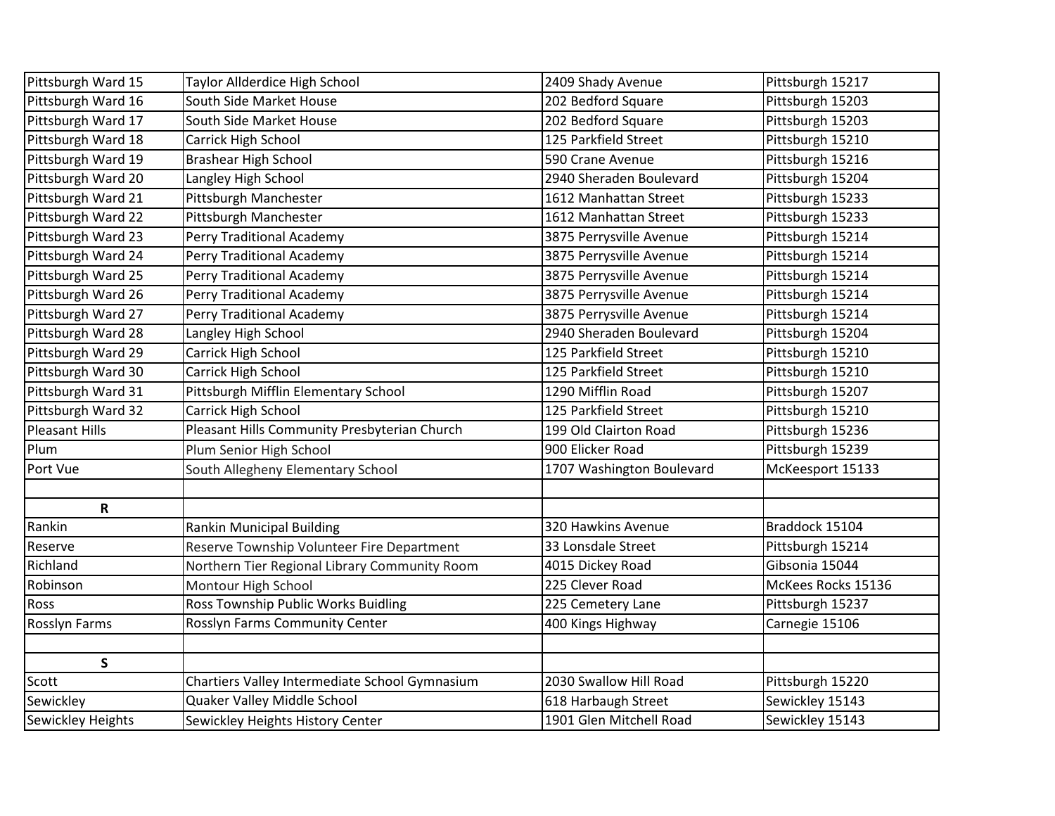| Pittsburgh Ward 15 | Taylor Allderdice High School | 2409 Shady Avenue | Pittsburgh 15217 |
|---|---|---|---|
| Pittsburgh Ward 16 | South Side Market House | 202 Bedford Square | Pittsburgh 15203 |
| Pittsburgh Ward 17 | South Side Market House | 202 Bedford Square | Pittsburgh 15203 |
| Pittsburgh Ward 18 | Carrick High School | 125 Parkfield Street | Pittsburgh 15210 |
| Pittsburgh Ward 19 | Brashear High School | 590 Crane Avenue | Pittsburgh 15216 |
| Pittsburgh Ward 20 | Langley High School | 2940 Sheraden Boulevard | Pittsburgh 15204 |
| Pittsburgh Ward 21 | Pittsburgh Manchester | 1612 Manhattan Street | Pittsburgh 15233 |
| Pittsburgh Ward 22 | Pittsburgh Manchester | 1612 Manhattan Street | Pittsburgh 15233 |
| Pittsburgh Ward 23 | Perry Traditional Academy | 3875 Perrysville Avenue | Pittsburgh 15214 |
| Pittsburgh Ward 24 | Perry Traditional Academy | 3875 Perrysville Avenue | Pittsburgh 15214 |
| Pittsburgh Ward 25 | Perry Traditional Academy | 3875 Perrysville Avenue | Pittsburgh 15214 |
| Pittsburgh Ward 26 | Perry Traditional Academy | 3875 Perrysville Avenue | Pittsburgh 15214 |
| Pittsburgh Ward 27 | Perry Traditional Academy | 3875 Perrysville Avenue | Pittsburgh 15214 |
| Pittsburgh Ward 28 | Langley High School | 2940 Sheraden Boulevard | Pittsburgh 15204 |
| Pittsburgh Ward 29 | Carrick High School | 125 Parkfield Street | Pittsburgh 15210 |
| Pittsburgh Ward 30 | Carrick High School | 125 Parkfield Street | Pittsburgh 15210 |
| Pittsburgh Ward 31 | Pittsburgh Mifflin Elementary School | 1290 Mifflin Road | Pittsburgh 15207 |
| Pittsburgh Ward 32 | Carrick High School | 125 Parkfield Street | Pittsburgh 15210 |
| Pleasant Hills | Pleasant Hills Community Presbyterian Church | 199 Old Clairton Road | Pittsburgh 15236 |
| Plum | Plum Senior High School | 900 Elicker Road | Pittsburgh 15239 |
| Port Vue | South Allegheny Elementary School | 1707 Washington Boulevard | McKeesport 15133 |
| | | | |
| **R** | | | |
| Rankin | Rankin Municipal Building | 320 Hawkins Avenue | Braddock 15104 |
| Reserve | Reserve Township Volunteer Fire Department | 33 Lonsdale Street | Pittsburgh 15214 |
| Richland | Northern Tier Regional Library Community Room | 4015 Dickey Road | Gibsonia 15044 |
| Robinson | Montour High School | 225 Clever Road | McKees Rocks 15136 |
| Ross | Ross Township Public Works Buidling | 225 Cemetery Lane | Pittsburgh 15237 |
| Rosslyn Farms | Rosslyn Farms Community Center | 400 Kings Highway | Carnegie 15106 |
| | | | |
| **S** | | | |
| Scott | Chartiers Valley Intermediate School Gymnasium | 2030 Swallow Hill Road | Pittsburgh 15220 |
| Sewickley | Quaker Valley Middle School | 618 Harbaugh Street | Sewickley 15143 |
| Sewickley Heights | Sewickley Heights History Center | 1901 Glen Mitchell Road | Sewickley 15143 |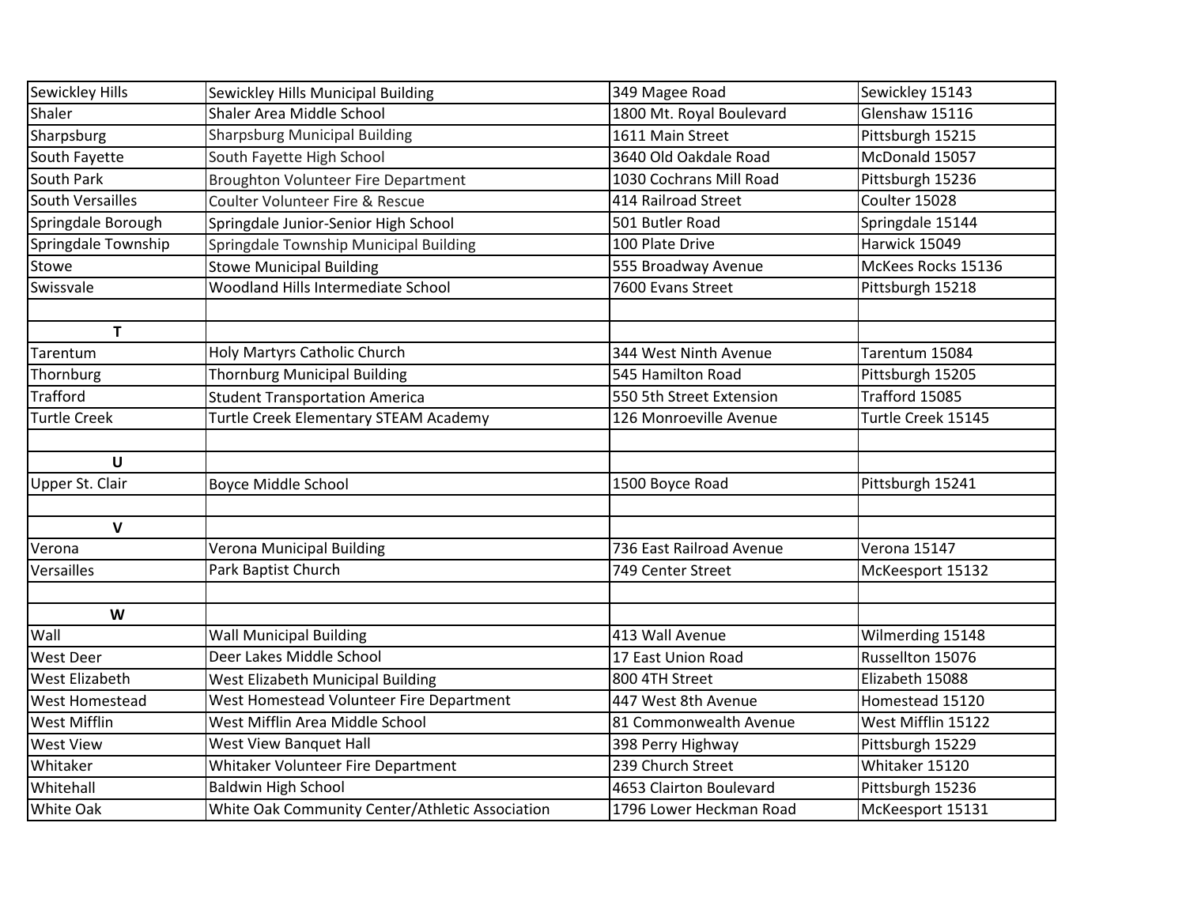| Sewickley Hills | Sewickley Hills Municipal Building | 349 Magee Road | Sewickley 15143 |
|---|---|---|---|
| Shaler | Shaler Area Middle School | 1800 Mt. Royal Boulevard | Glenshaw 15116 |
| Sharpsburg | Sharpsburg Municipal Building | 1611 Main Street | Pittsburgh 15215 |
| South Fayette | South Fayette High School | 3640 Old Oakdale Road | McDonald 15057 |
| South Park | Broughton Volunteer Fire Department | 1030 Cochrans Mill Road | Pittsburgh 15236 |
| South Versailles | Coulter Volunteer Fire & Rescue | 414 Railroad Street | Coulter 15028 |
| Springdale Borough | Springdale Junior-Senior High School | 501 Butler Road | Springdale 15144 |
| Springdale Township | Springdale Township Municipal Building | 100 Plate Drive | Harwick 15049 |
| Stowe | Stowe Municipal Building | 555 Broadway Avenue | McKees Rocks 15136 |
| Swissvale | Woodland Hills Intermediate School | 7600 Evans Street | Pittsburgh 15218 |
| | | | |
| **T** | | | |
| Tarentum | Holy Martyrs Catholic Church | 344 West Ninth Avenue | Tarentum 15084 |
| Thornburg | Thornburg Municipal Building | 545 Hamilton Road | Pittsburgh 15205 |
| Trafford | Student Transportation America | 550 5th Street Extension | Trafford 15085 |
| Turtle Creek | Turtle Creek Elementary STEAM Academy | 126 Monroeville Avenue | Turtle Creek 15145 |
| | | | |
| **U** | | | |
| Upper St. Clair | Boyce Middle School | 1500 Boyce Road | Pittsburgh 15241 |
| | | | |
| **V** | | | |
| Verona | Verona Municipal Building | 736 East Railroad Avenue | Verona 15147 |
| Versailles | Park Baptist Church | 749 Center Street | McKeesport 15132 |
| | | | |
| **W** | | | |
| Wall | Wall Municipal Building | 413 Wall Avenue | Wilmerding 15148 |
| West Deer | Deer Lakes Middle School | 17 East Union Road | Russellton 15076 |
| West Elizabeth | West Elizabeth Municipal Building | 800 4TH Street | Elizabeth 15088 |
| West Homestead | West Homestead Volunteer Fire Department | 447 West 8th Avenue | Homestead 15120 |
| West Mifflin | West Mifflin Area Middle School | 81 Commonwealth Avenue | West Mifflin 15122 |
| West View | West View Banquet Hall | 398 Perry Highway | Pittsburgh 15229 |
| Whitaker | Whitaker Volunteer Fire Department | 239 Church Street | Whitaker 15120 |
| Whitehall | Baldwin High School | 4653 Clairton Boulevard | Pittsburgh 15236 |
| White Oak | White Oak Community Center/Athletic Association | 1796 Lower Heckman Road | McKeesport 15131 |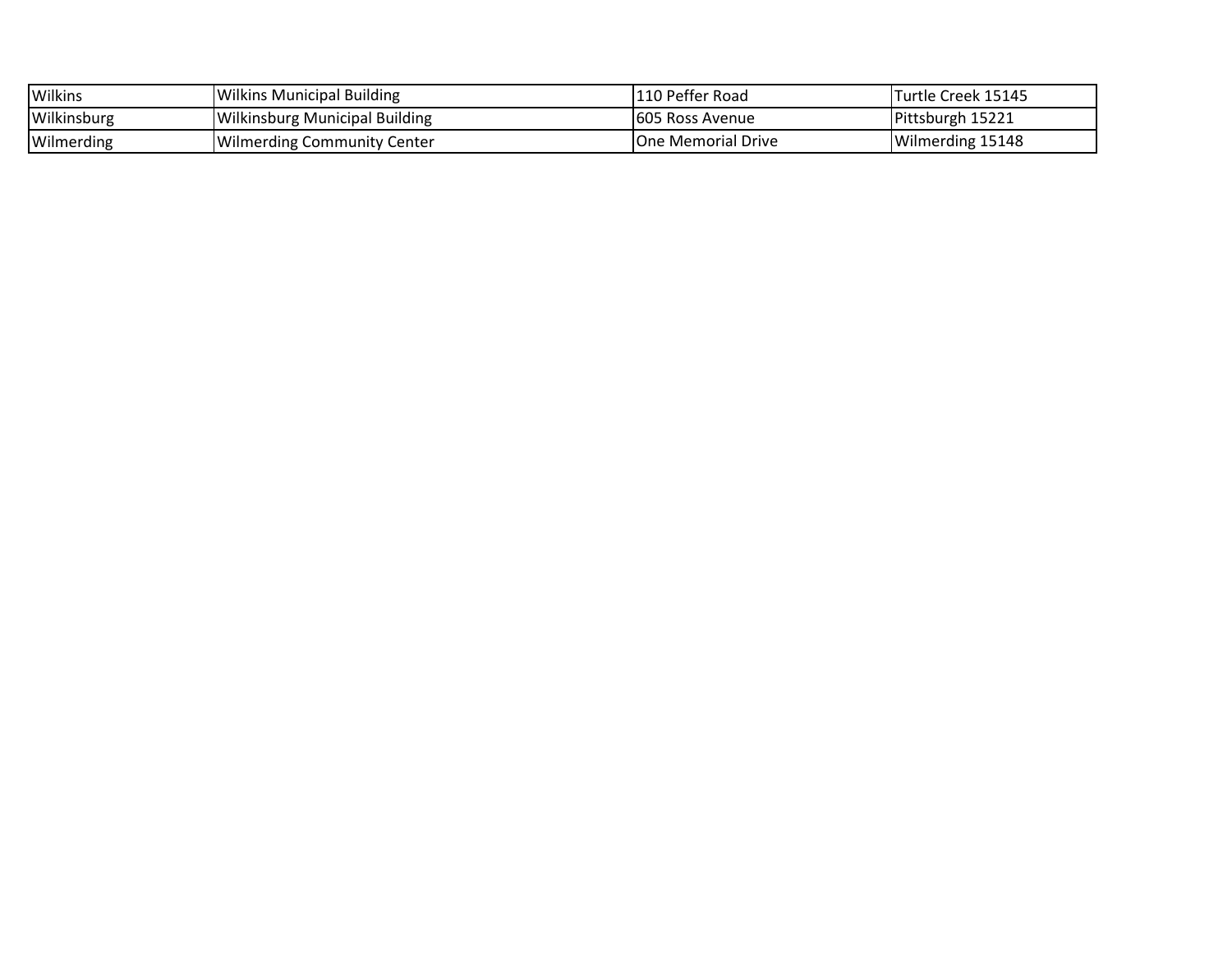| | | | |
|---|---|---|---|
| Wilkins | Wilkins Municipal Building | 110 Peffer Road | Turtle Creek 15145 |
| Wilkinsburg | Wilkinsburg Municipal Building | 605 Ross Avenue | Pittsburgh 15221 |
| Wilmerding | Wilmerding Community Center | One Memorial Drive | Wilmerding 15148 |